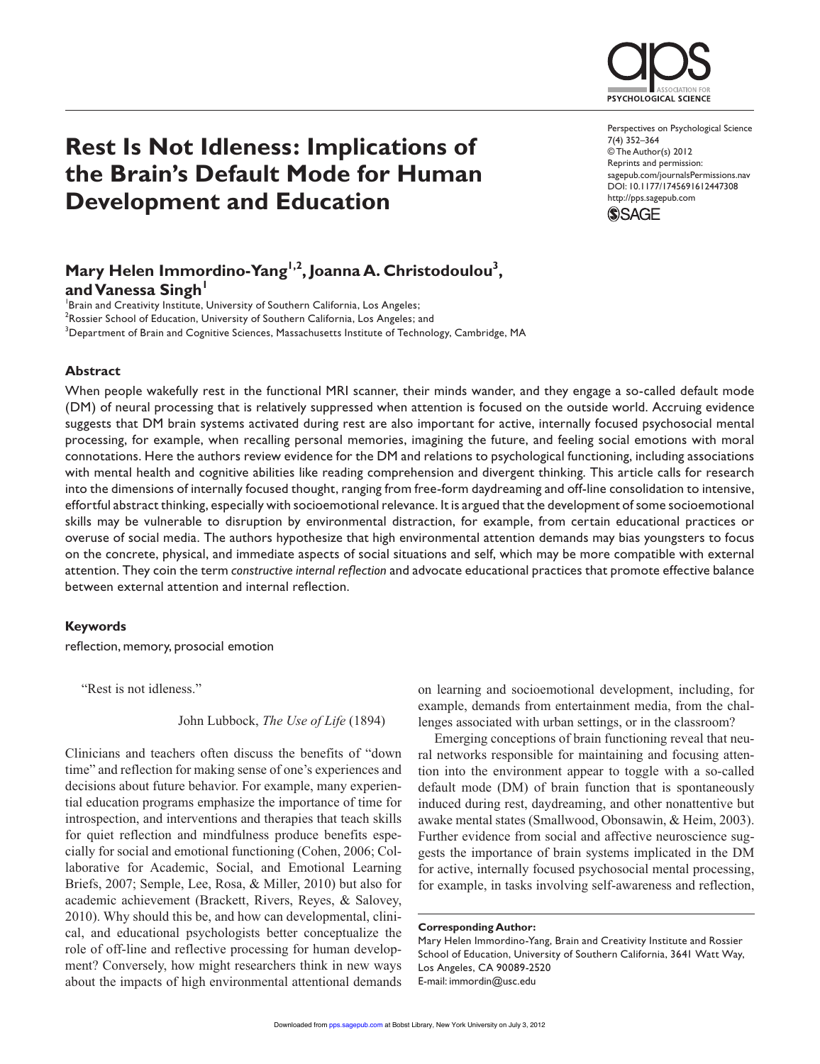# Rest Is Not Idleness: Implications of the Brain's Default Mode for Human Development and Education

Perspectives on Psychological Science
7(4) 352–364
© The Author(s) 2012
Reprints and permission: sagepub.com/journalsPermissions.nav
DOI: 10.1177/1745691612447308
http://pps.sagepub.com

**Mary Helen Immordino-Yang[1,2], Joanna A. Christodoulou[3], and Vanessa Singh[1]**

[1]Brain and Creativity Institute, University of Southern California, Los Angeles;
[2]Rossier School of Education, University of Southern California, Los Angeles; and
[3]Department of Brain and Cognitive Sciences, Massachusetts Institute of Technology, Cambridge, MA

## Abstract

When people wakefully rest in the functional MRI scanner, their minds wander, and they engage a so-called default mode (DM) of neural processing that is relatively suppressed when attention is focused on the outside world. Accruing evidence suggests that DM brain systems activated during rest are also important for active, internally focused psychosocial mental processing, for example, when recalling personal memories, imagining the future, and feeling social emotions with moral connotations. Here the authors review evidence for the DM and relations to psychological functioning, including associations with mental health and cognitive abilities like reading comprehension and divergent thinking. This article calls for research into the dimensions of internally focused thought, ranging from free-form daydreaming and off-line consolidation to intensive, effortful abstract thinking, especially with socioemotional relevance. It is argued that the development of some socioemotional skills may be vulnerable to disruption by environmental distraction, for example, from certain educational practices or overuse of social media. The authors hypothesize that high environmental attention demands may bias youngsters to focus on the concrete, physical, and immediate aspects of social situations and self, which may be more compatible with external attention. They coin the term *constructive internal reflection* and advocate educational practices that promote effective balance between external attention and internal reflection.

### Keywords

reflection, memory, prosocial emotion

"Rest is not idleness."

John Lubbock, *The Use of Life* (1894)

Clinicians and teachers often discuss the benefits of "down time" and reflection for making sense of one's experiences and decisions about future behavior. For example, many experiential education programs emphasize the importance of time for introspection, and interventions and therapies that teach skills for quiet reflection and mindfulness produce benefits especially for social and emotional functioning (Cohen, 2006; Collaborative for Academic, Social, and Emotional Learning Briefs, 2007; Semple, Lee, Rosa, & Miller, 2010) but also for academic achievement (Brackett, Rivers, Reyes, & Salovey, 2010). Why should this be, and how can developmental, clinical, and educational psychologists better conceptualize the role of off-line and reflective processing for human development? Conversely, how might researchers think in new ways about the impacts of high environmental attentional demands on learning and socioemotional development, including, for example, demands from entertainment media, from the challenges associated with urban settings, or in the classroom?

Emerging conceptions of brain functioning reveal that neural networks responsible for maintaining and focusing attention into the environment appear to toggle with a so-called default mode (DM) of brain function that is spontaneously induced during rest, daydreaming, and other nonattentive but awake mental states (Smallwood, Obonsawin, & Heim, 2003). Further evidence from social and affective neuroscience suggests the importance of brain systems implicated in the DM for active, internally focused psychosocial mental processing, for example, in tasks involving self-awareness and reflection,

**Corresponding Author:**
Mary Helen Immordino-Yang, Brain and Creativity Institute and Rossier School of Education, University of Southern California, 3641 Watt Way, Los Angeles, CA 90089-2520
E-mail: immordin@usc.edu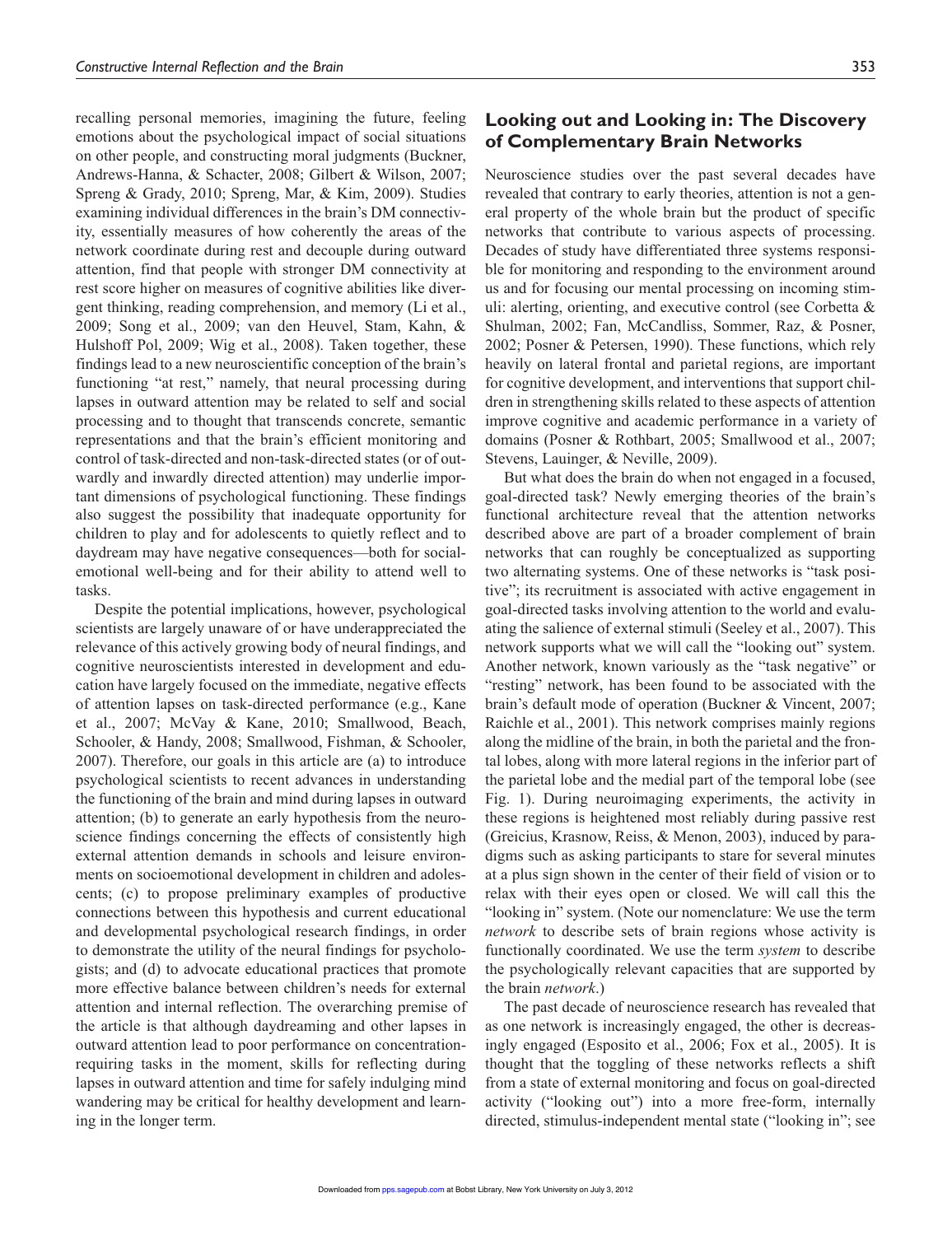recalling personal memories, imagining the future, feeling emotions about the psychological impact of social situations on other people, and constructing moral judgments (Buckner, Andrews-Hanna, & Schacter, 2008; Gilbert & Wilson, 2007; Spreng & Grady, 2010; Spreng, Mar, & Kim, 2009). Studies examining individual differences in the brain's DM connectivity, essentially measures of how coherently the areas of the network coordinate during rest and decouple during outward attention, find that people with stronger DM connectivity at rest score higher on measures of cognitive abilities like divergent thinking, reading comprehension, and memory (Li et al., 2009; Song et al., 2009; van den Heuvel, Stam, Kahn, & Hulshoff Pol, 2009; Wig et al., 2008). Taken together, these findings lead to a new neuroscientific conception of the brain's functioning "at rest," namely, that neural processing during lapses in outward attention may be related to self and social processing and to thought that transcends concrete, semantic representations and that the brain's efficient monitoring and control of task-directed and non-task-directed states (or of outwardly and inwardly directed attention) may underlie important dimensions of psychological functioning. These findings also suggest the possibility that inadequate opportunity for children to play and for adolescents to quietly reflect and to daydream may have negative consequences—both for social-emotional well-being and for their ability to attend well to tasks.

Despite the potential implications, however, psychological scientists are largely unaware of or have underappreciated the relevance of this actively growing body of neural findings, and cognitive neuroscientists interested in development and education have largely focused on the immediate, negative effects of attention lapses on task-directed performance (e.g., Kane et al., 2007; McVay & Kane, 2010; Smallwood, Beach, Schooler, & Handy, 2008; Smallwood, Fishman, & Schooler, 2007). Therefore, our goals in this article are (a) to introduce psychological scientists to recent advances in understanding the functioning of the brain and mind during lapses in outward attention; (b) to generate an early hypothesis from the neuroscience findings concerning the effects of consistently high external attention demands in schools and leisure environments on socioemotional development in children and adolescents; (c) to propose preliminary examples of productive connections between this hypothesis and current educational and developmental psychological research findings, in order to demonstrate the utility of the neural findings for psychologists; and (d) to advocate educational practices that promote more effective balance between children's needs for external attention and internal reflection. The overarching premise of the article is that although daydreaming and other lapses in outward attention lead to poor performance on concentration-requiring tasks in the moment, skills for reflecting during lapses in outward attention and time for safely indulging mind wandering may be critical for healthy development and learning in the longer term.

## Looking out and Looking in: The Discovery of Complementary Brain Networks

Neuroscience studies over the past several decades have revealed that contrary to early theories, attention is not a general property of the whole brain but the product of specific networks that contribute to various aspects of processing. Decades of study have differentiated three systems responsible for monitoring and responding to the environment around us and for focusing our mental processing on incoming stimuli: alerting, orienting, and executive control (see Corbetta & Shulman, 2002; Fan, McCandliss, Sommer, Raz, & Posner, 2002; Posner & Petersen, 1990). These functions, which rely heavily on lateral frontal and parietal regions, are important for cognitive development, and interventions that support children in strengthening skills related to these aspects of attention improve cognitive and academic performance in a variety of domains (Posner & Rothbart, 2005; Smallwood et al., 2007; Stevens, Lauinger, & Neville, 2009).

But what does the brain do when not engaged in a focused, goal-directed task? Newly emerging theories of the brain's functional architecture reveal that the attention networks described above are part of a broader complement of brain networks that can roughly be conceptualized as supporting two alternating systems. One of these networks is "task positive"; its recruitment is associated with active engagement in goal-directed tasks involving attention to the world and evaluating the salience of external stimuli (Seeley et al., 2007). This network supports what we will call the "looking out" system. Another network, known variously as the "task negative" or "resting" network, has been found to be associated with the brain's default mode of operation (Buckner & Vincent, 2007; Raichle et al., 2001). This network comprises mainly regions along the midline of the brain, in both the parietal and the frontal lobes, along with more lateral regions in the inferior part of the parietal lobe and the medial part of the temporal lobe (see Fig. 1). During neuroimaging experiments, the activity in these regions is heightened most reliably during passive rest (Greicius, Krasnow, Reiss, & Menon, 2003), induced by paradigms such as asking participants to stare for several minutes at a plus sign shown in the center of their field of vision or to relax with their eyes open or closed. We will call this the "looking in" system. (Note our nomenclature: We use the term *network* to describe sets of brain regions whose activity is functionally coordinated. We use the term *system* to describe the psychologically relevant capacities that are supported by the brain *network*.)

The past decade of neuroscience research has revealed that as one network is increasingly engaged, the other is decreasingly engaged (Esposito et al., 2006; Fox et al., 2005). It is thought that the toggling of these networks reflects a shift from a state of external monitoring and focus on goal-directed activity ("looking out") into a more free-form, internally directed, stimulus-independent mental state ("looking in"; see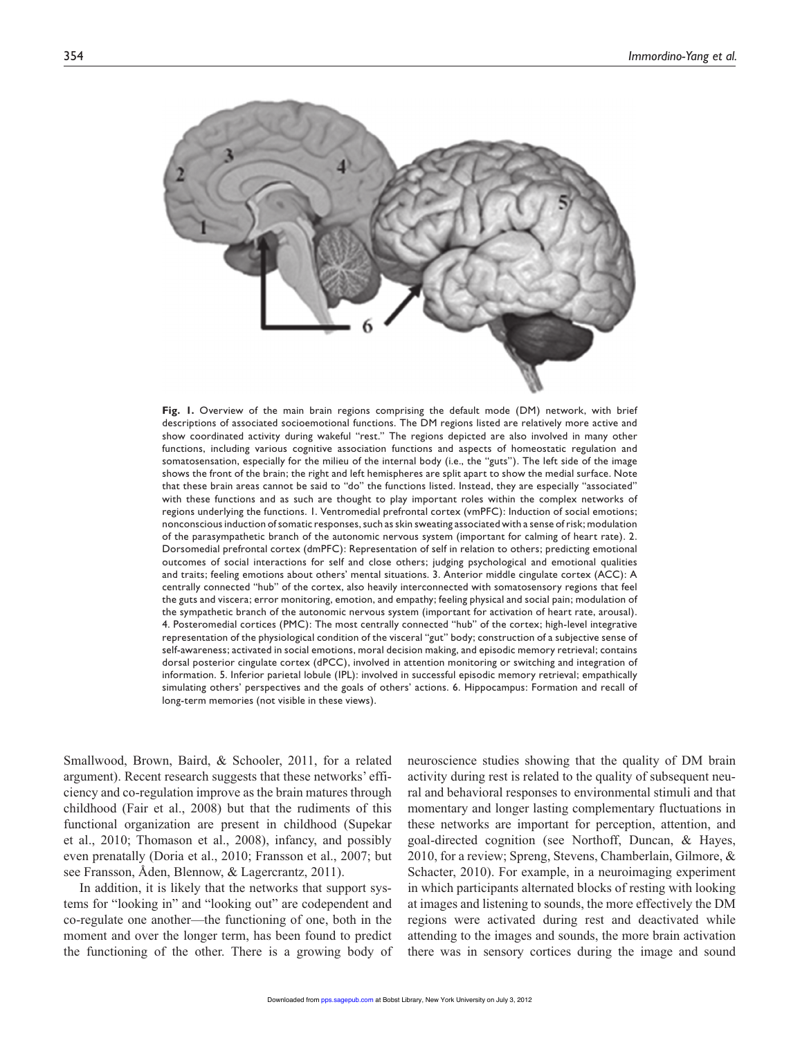**Fig. 1.** Overview of the main brain regions comprising the default mode (DM) network, with brief descriptions of associated socioemotional functions. The DM regions listed are relatively more active and show coordinated activity during wakeful "rest." The regions depicted are also involved in many other functions, including various cognitive association functions and aspects of homeostatic regulation and somatosensation, especially for the milieu of the internal body (i.e., the "guts"). The left side of the image shows the front of the brain; the right and left hemispheres are split apart to show the medial surface. Note that these brain areas cannot be said to "do" the functions listed. Instead, they are especially "associated" with these functions and as such are thought to play important roles within the complex networks of regions underlying the functions. 1. Ventromedial prefrontal cortex (vmPFC): Induction of social emotions; nonconscious induction of somatic responses, such as skin sweating associated with a sense of risk; modulation of the parasympathetic branch of the autonomic nervous system (important for calming of heart rate). 2. Dorsomedial prefrontal cortex (dmPFC): Representation of self in relation to others; predicting emotional outcomes of social interactions for self and close others; judging psychological and emotional qualities and traits; feeling emotions about others' mental situations. 3. Anterior middle cingulate cortex (ACC): A centrally connected "hub" of the cortex, also heavily interconnected with somatosensory regions that feel the guts and viscera; error monitoring, emotion, and empathy; feeling physical and social pain; modulation of the sympathetic branch of the autonomic nervous system (important for activation of heart rate, arousal). 4. Posteromedial cortices (PMC): The most centrally connected "hub" of the cortex; high-level integrative representation of the physiological condition of the visceral "gut" body; construction of a subjective sense of self-awareness; activated in social emotions, moral decision making, and episodic memory retrieval; contains dorsal posterior cingulate cortex (dPCC), involved in attention monitoring or switching and integration of information. 5. Inferior parietal lobule (IPL): involved in successful episodic memory retrieval; empathically simulating others' perspectives and the goals of others' actions. 6. Hippocampus: Formation and recall of long-term memories (not visible in these views).

Smallwood, Brown, Baird, & Schooler, 2011, for a related argument). Recent research suggests that these networks' efficiency and co-regulation improve as the brain matures through childhood (Fair et al., 2008) but that the rudiments of this functional organization are present in childhood (Supekar et al., 2010; Thomason et al., 2008), infancy, and possibly even prenatally (Doria et al., 2010; Fransson et al., 2007; but see Fransson, Åden, Blennow, & Lagercrantz, 2011).

In addition, it is likely that the networks that support systems for "looking in" and "looking out" are codependent and co-regulate one another—the functioning of one, both in the moment and over the longer term, has been found to predict the functioning of the other. There is a growing body of neuroscience studies showing that the quality of DM brain activity during rest is related to the quality of subsequent neural and behavioral responses to environmental stimuli and that momentary and longer lasting complementary fluctuations in these networks are important for perception, attention, and goal-directed cognition (see Northoff, Duncan, & Hayes, 2010, for a review; Spreng, Stevens, Chamberlain, Gilmore, & Schacter, 2010). For example, in a neuroimaging experiment in which participants alternated blocks of resting with looking at images and listening to sounds, the more effectively the DM regions were activated during rest and deactivated while attending to the images and sounds, the more brain activation there was in sensory cortices during the image and sound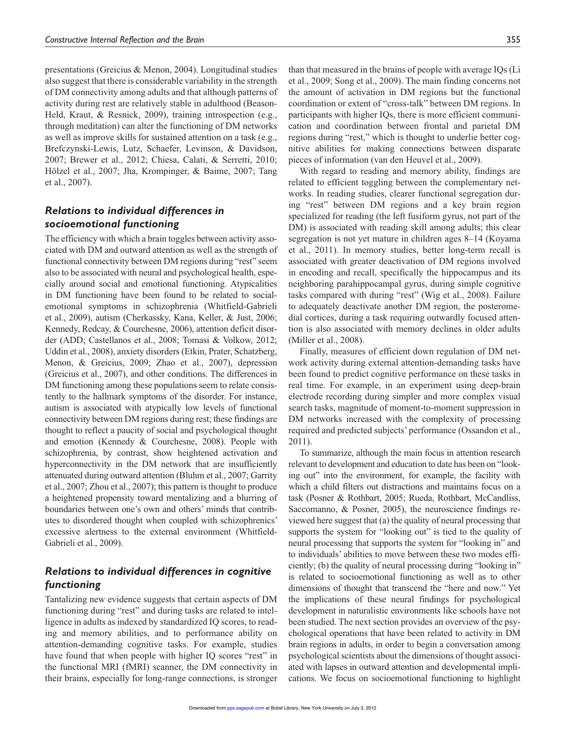presentations (Greicius & Menon, 2004). Longitudinal studies also suggest that there is considerable variability in the strength of DM connectivity among adults and that although patterns of activity during rest are relatively stable in adulthood (Beason-Held, Kraut, & Resnick, 2009), training introspection (e.g., through meditation) can alter the functioning of DM networks as well as improve skills for sustained attention on a task (e.g., Brefczynski-Lewis, Lutz, Schaefer, Levinson, & Davidson, 2007; Brewer et al., 2012; Chiesa, Calati, & Serretti, 2010; Hölzel et al., 2007; Jha, Krompinger, & Baime, 2007; Tang et al., 2007).

## *Relations to individual differences in socioemotional functioning*

The efficiency with which a brain toggles between activity associated with DM and outward attention as well as the strength of functional connectivity between DM regions during "rest" seem also to be associated with neural and psychological health, especially around social and emotional functioning. Atypicalities in DM functioning have been found to be related to social-emotional symptoms in schizophrenia (Whitfield-Gabrieli et al., 2009), autism (Cherkassky, Kana, Keller, & Just, 2006; Kennedy, Redcay, & Courchesne, 2006), attention deficit disorder (ADD; Castellanos et al., 2008; Tomasi & Volkow, 2012; Uddin et al., 2008), anxiety disorders (Etkin, Prater, Schatzberg, Menon, & Greicius, 2009; Zhao et al., 2007), depression (Greicius et al., 2007), and other conditions. The differences in DM functioning among these populations seem to relate consistently to the hallmark symptoms of the disorder. For instance, autism is associated with atypically low levels of functional connectivity between DM regions during rest; these findings are thought to reflect a paucity of social and psychological thought and emotion (Kennedy & Courchesne, 2008). People with schizophrenia, by contrast, show heightened activation and hyperconnectivity in the DM network that are insufficiently attenuated during outward attention (Bluhm et al., 2007; Garrity et al., 2007; Zhou et al., 2007); this pattern is thought to produce a heightened propensity toward mentalizing and a blurring of boundaries between one's own and others' minds that contributes to disordered thought when coupled with schizophrenics' excessive alertness to the external environment (Whitfield-Gabrieli et al., 2009).

## *Relations to individual differences in cognitive functioning*

Tantalizing new evidence suggests that certain aspects of DM functioning during "rest" and during tasks are related to intelligence in adults as indexed by standardized IQ scores, to reading and memory abilities, and to performance ability on attention-demanding cognitive tasks. For example, studies have found that when people with higher IQ scores "rest" in the functional MRI (fMRI) scanner, the DM connectivity in their brains, especially for long-range connections, is stronger than that measured in the brains of people with average IQs (Li et al., 2009; Song et al., 2009). The main finding concerns not the amount of activation in DM regions but the functional coordination or extent of "cross-talk" between DM regions. In participants with higher IQs, there is more efficient communication and coordination between frontal and parietal DM regions during "rest," which is thought to underlie better cognitive abilities for making connections between disparate pieces of information (van den Heuvel et al., 2009).

With regard to reading and memory ability, findings are related to efficient toggling between the complementary networks. In reading studies, clearer functional segregation during "rest" between DM regions and a key brain region specialized for reading (the left fusiform gyrus, not part of the DM) is associated with reading skill among adults; this clear segregation is not yet mature in children ages 8–14 (Koyama et al., 2011). In memory studies, better long-term recall is associated with greater deactivation of DM regions involved in encoding and recall, specifically the hippocampus and its neighboring parahippocampal gyrus, during simple cognitive tasks compared with during "rest" (Wig et al., 2008). Failure to adequately deactivate another DM region, the posteromedial cortices, during a task requiring outwardly focused attention is also associated with memory declines in older adults (Miller et al., 2008).

Finally, measures of efficient down regulation of DM network activity during external attention-demanding tasks have been found to predict cognitive performance on these tasks in real time. For example, in an experiment using deep-brain electrode recording during simpler and more complex visual search tasks, magnitude of moment-to-moment suppression in DM networks increased with the complexity of processing required and predicted subjects' performance (Ossandon et al., 2011).

To summarize, although the main focus in attention research relevant to development and education to date has been on "looking out" into the environment, for example, the facility with which a child filters out distractions and maintains focus on a task (Posner & Rothbart, 2005; Rueda, Rothbart, McCandliss, Saccomanno, & Posner, 2005), the neuroscience findings reviewed here suggest that (a) the quality of neural processing that supports the system for "looking out" is tied to the quality of neural processing that supports the system for "looking in" and to individuals' abilities to move between these two modes efficiently; (b) the quality of neural processing during "looking in" is related to socioemotional functioning as well as to other dimensions of thought that transcend the "here and now." Yet the implications of these neural findings for psychological development in naturalistic environments like schools have not been studied. The next section provides an overview of the psychological operations that have been related to activity in DM brain regions in adults, in order to begin a conversation among psychological scientists about the dimensions of thought associated with lapses in outward attention and developmental implications. We focus on socioemotional functioning to highlight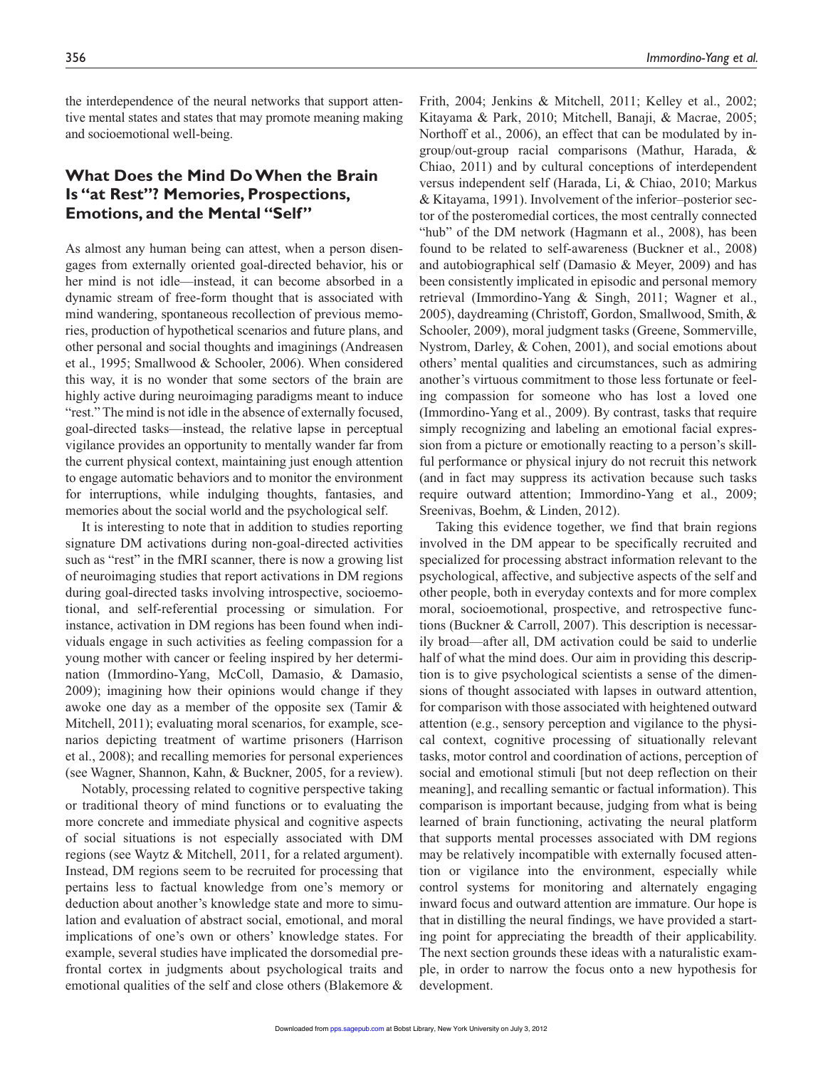the interdependence of the neural networks that support attentive mental states and states that may promote meaning making and socioemotional well-being.

## What Does the Mind Do When the Brain Is "at Rest"? Memories, Prospections, Emotions, and the Mental "Self"

As almost any human being can attest, when a person disengages from externally oriented goal-directed behavior, his or her mind is not idle—instead, it can become absorbed in a dynamic stream of free-form thought that is associated with mind wandering, spontaneous recollection of previous memories, production of hypothetical scenarios and future plans, and other personal and social thoughts and imaginings (Andreasen et al., 1995; Smallwood & Schooler, 2006). When considered this way, it is no wonder that some sectors of the brain are highly active during neuroimaging paradigms meant to induce "rest." The mind is not idle in the absence of externally focused, goal-directed tasks—instead, the relative lapse in perceptual vigilance provides an opportunity to mentally wander far from the current physical context, maintaining just enough attention to engage automatic behaviors and to monitor the environment for interruptions, while indulging thoughts, fantasies, and memories about the social world and the psychological self.

It is interesting to note that in addition to studies reporting signature DM activations during non-goal-directed activities such as "rest" in the fMRI scanner, there is now a growing list of neuroimaging studies that report activations in DM regions during goal-directed tasks involving introspective, socioemotional, and self-referential processing or simulation. For instance, activation in DM regions has been found when individuals engage in such activities as feeling compassion for a young mother with cancer or feeling inspired by her determination (Immordino-Yang, McColl, Damasio, & Damasio, 2009); imagining how their opinions would change if they awoke one day as a member of the opposite sex (Tamir & Mitchell, 2011); evaluating moral scenarios, for example, scenarios depicting treatment of wartime prisoners (Harrison et al., 2008); and recalling memories for personal experiences (see Wagner, Shannon, Kahn, & Buckner, 2005, for a review).

Notably, processing related to cognitive perspective taking or traditional theory of mind functions or to evaluating the more concrete and immediate physical and cognitive aspects of social situations is not especially associated with DM regions (see Waytz & Mitchell, 2011, for a related argument). Instead, DM regions seem to be recruited for processing that pertains less to factual knowledge from one's memory or deduction about another's knowledge state and more to simulation and evaluation of abstract social, emotional, and moral implications of one's own or others' knowledge states. For example, several studies have implicated the dorsomedial prefrontal cortex in judgments about psychological traits and emotional qualities of the self and close others (Blakemore & Frith, 2004; Jenkins & Mitchell, 2011; Kelley et al., 2002; Kitayama & Park, 2010; Mitchell, Banaji, & Macrae, 2005; Northoff et al., 2006), an effect that can be modulated by in-group/out-group racial comparisons (Mathur, Harada, & Chiao, 2011) and by cultural conceptions of interdependent versus independent self (Harada, Li, & Chiao, 2010; Markus & Kitayama, 1991). Involvement of the inferior–posterior sector of the posteromedial cortices, the most centrally connected "hub" of the DM network (Hagmann et al., 2008), has been found to be related to self-awareness (Buckner et al., 2008) and autobiographical self (Damasio & Meyer, 2009) and has been consistently implicated in episodic and personal memory retrieval (Immordino-Yang & Singh, 2011; Wagner et al., 2005), daydreaming (Christoff, Gordon, Smallwood, Smith, & Schooler, 2009), moral judgment tasks (Greene, Sommerville, Nystrom, Darley, & Cohen, 2001), and social emotions about others' mental qualities and circumstances, such as admiring another's virtuous commitment to those less fortunate or feeling compassion for someone who has lost a loved one (Immordino-Yang et al., 2009). By contrast, tasks that require simply recognizing and labeling an emotional facial expression from a picture or emotionally reacting to a person's skillful performance or physical injury do not recruit this network (and in fact may suppress its activation because such tasks require outward attention; Immordino-Yang et al., 2009; Sreenivas, Boehm, & Linden, 2012).

Taking this evidence together, we find that brain regions involved in the DM appear to be specifically recruited and specialized for processing abstract information relevant to the psychological, affective, and subjective aspects of the self and other people, both in everyday contexts and for more complex moral, socioemotional, prospective, and retrospective functions (Buckner & Carroll, 2007). This description is necessarily broad—after all, DM activation could be said to underlie half of what the mind does. Our aim in providing this description is to give psychological scientists a sense of the dimensions of thought associated with lapses in outward attention, for comparison with those associated with heightened outward attention (e.g., sensory perception and vigilance to the physical context, cognitive processing of situationally relevant tasks, motor control and coordination of actions, perception of social and emotional stimuli [but not deep reflection on their meaning], and recalling semantic or factual information). This comparison is important because, judging from what is being learned of brain functioning, activating the neural platform that supports mental processes associated with DM regions may be relatively incompatible with externally focused attention or vigilance into the environment, especially while control systems for monitoring and alternately engaging inward focus and outward attention are immature. Our hope is that in distilling the neural findings, we have provided a starting point for appreciating the breadth of their applicability. The next section grounds these ideas with a naturalistic example, in order to narrow the focus onto a new hypothesis for development.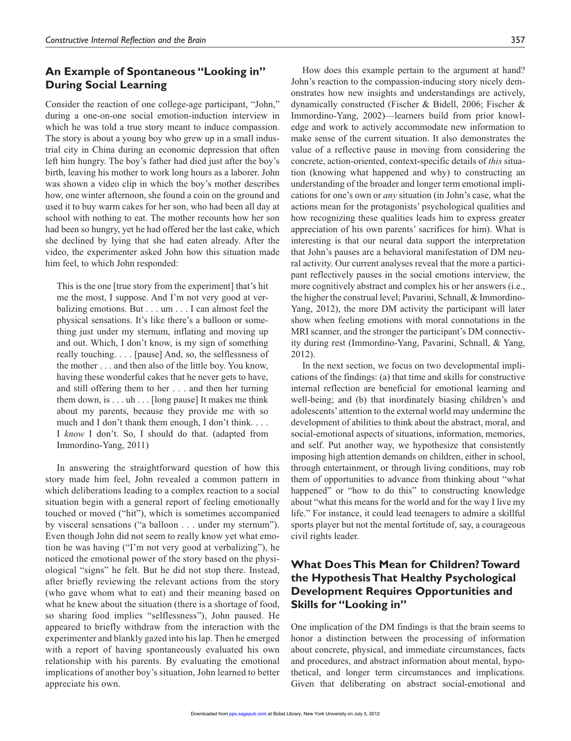## An Example of Spontaneous "Looking in" During Social Learning

Consider the reaction of one college-age participant, "John," during a one-on-one social emotion-induction interview in which he was told a true story meant to induce compassion. The story is about a young boy who grew up in a small industrial city in China during an economic depression that often left him hungry. The boy's father had died just after the boy's birth, leaving his mother to work long hours as a laborer. John was shown a video clip in which the boy's mother describes how, one winter afternoon, she found a coin on the ground and used it to buy warm cakes for her son, who had been all day at school with nothing to eat. The mother recounts how her son had been so hungry, yet he had offered her the last cake, which she declined by lying that she had eaten already. After the video, the experimenter asked John how this situation made him feel, to which John responded:

> This is the one [true story from the experiment] that's hit me the most, I suppose. And I'm not very good at verbalizing emotions. But . . . um . . . I can almost feel the physical sensations. It's like there's a balloon or something just under my sternum, inflating and moving up and out. Which, I don't know, is my sign of something really touching. . . . [pause] And, so, the selflessness of the mother . . . and then also of the little boy. You know, having these wonderful cakes that he never gets to have, and still offering them to her . . . and then her turning them down, is . . . uh . . . [long pause] It makes me think about my parents, because they provide me with so much and I don't thank them enough, I don't think. . . . I *know* I don't. So, I should do that. (adapted from Immordino-Yang, 2011)

In answering the straightforward question of how this story made him feel, John revealed a common pattern in which deliberations leading to a complex reaction to a social situation begin with a general report of feeling emotionally touched or moved ("hit"), which is sometimes accompanied by visceral sensations ("a balloon . . . under my sternum"). Even though John did not seem to really know yet what emotion he was having ("I'm not very good at verbalizing"), he noticed the emotional power of the story based on the physiological "signs" he felt. But he did not stop there. Instead, after briefly reviewing the relevant actions from the story (who gave whom what to eat) and their meaning based on what he knew about the situation (there is a shortage of food, so sharing food implies "selflessness"), John paused. He appeared to briefly withdraw from the interaction with the experimenter and blankly gazed into his lap. Then he emerged with a report of having spontaneously evaluated his own relationship with his parents. By evaluating the emotional implications of another boy's situation, John learned to better appreciate his own.

How does this example pertain to the argument at hand? John's reaction to the compassion-inducing story nicely demonstrates how new insights and understandings are actively, dynamically constructed (Fischer & Bidell, 2006; Fischer & Immordino-Yang, 2002)—learners build from prior knowledge and work to actively accommodate new information to make sense of the current situation. It also demonstrates the value of a reflective pause in moving from considering the concrete, action-oriented, context-specific details of *this* situation (knowing what happened and why) to constructing an understanding of the broader and longer term emotional implications for one's own or *any* situation (in John's case, what the actions mean for the protagonists' psychological qualities and how recognizing these qualities leads him to express greater appreciation of his own parents' sacrifices for him). What is interesting is that our neural data support the interpretation that John's pauses are a behavioral manifestation of DM neural activity. Our current analyses reveal that the more a participant reflectively pauses in the social emotions interview, the more cognitively abstract and complex his or her answers (i.e., the higher the construal level; Pavarini, Schnall, & Immordino-Yang, 2012), the more DM activity the participant will later show when feeling emotions with moral connotations in the MRI scanner, and the stronger the participant's DM connectivity during rest (Immordino-Yang, Pavarini, Schnall, & Yang, 2012).

In the next section, we focus on two developmental implications of the findings: (a) that time and skills for constructive internal reflection are beneficial for emotional learning and well-being; and (b) that inordinately biasing children's and adolescents' attention to the external world may undermine the development of abilities to think about the abstract, moral, and social-emotional aspects of situations, information, memories, and self. Put another way, we hypothesize that consistently imposing high attention demands on children, either in school, through entertainment, or through living conditions, may rob them of opportunities to advance from thinking about "what happened" or "how to do this" to constructing knowledge about "what this means for the world and for the way I live my life." For instance, it could lead teenagers to admire a skillful sports player but not the mental fortitude of, say, a courageous civil rights leader.

## What Does This Mean for Children? Toward the Hypothesis That Healthy Psychological Development Requires Opportunities and Skills for "Looking in"

One implication of the DM findings is that the brain seems to honor a distinction between the processing of information about concrete, physical, and immediate circumstances, facts and procedures, and abstract information about mental, hypothetical, and longer term circumstances and implications. Given that deliberating on abstract social-emotional and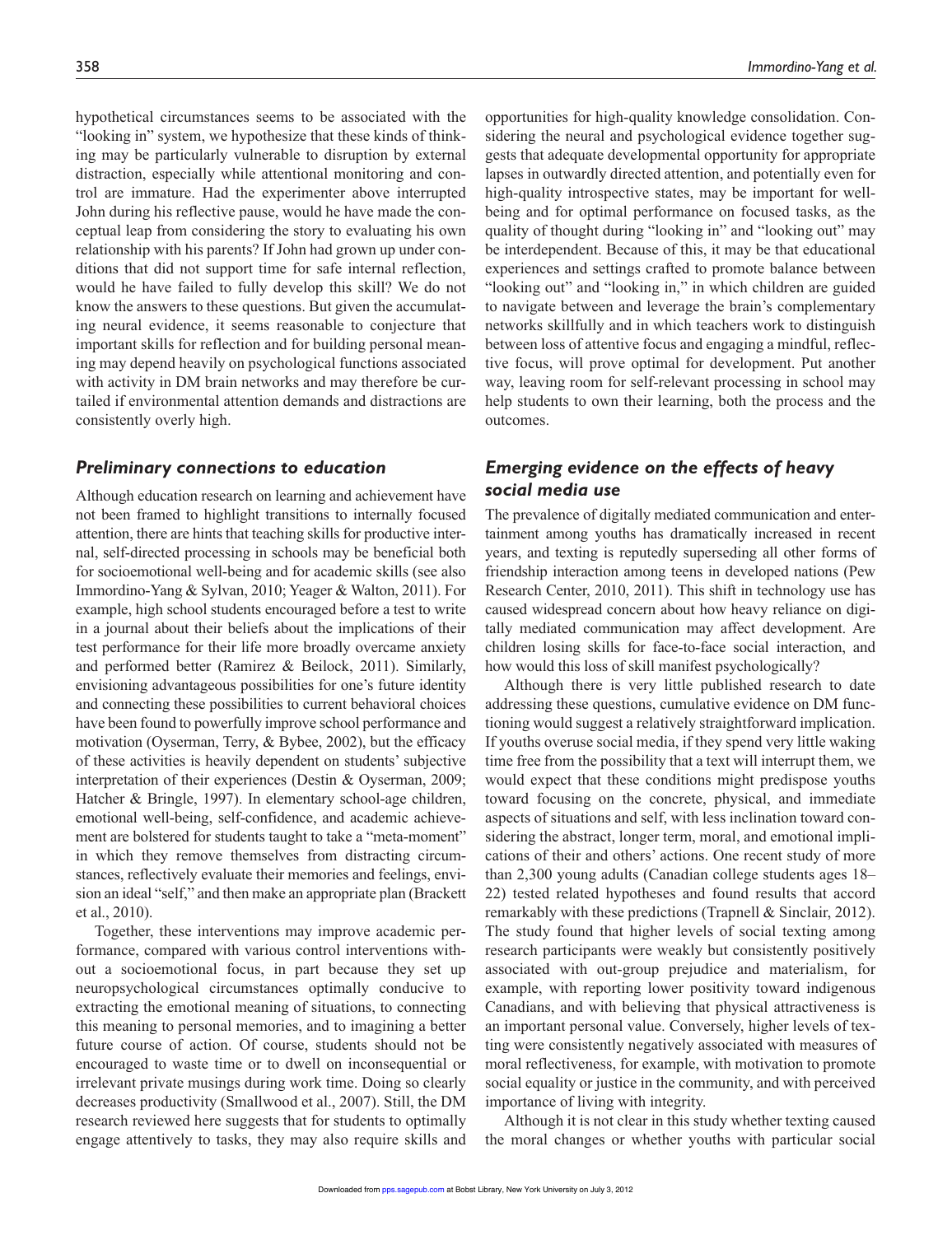hypothetical circumstances seems to be associated with the "looking in" system, we hypothesize that these kinds of thinking may be particularly vulnerable to disruption by external distraction, especially while attentional monitoring and control are immature. Had the experimenter above interrupted John during his reflective pause, would he have made the conceptual leap from considering the story to evaluating his own relationship with his parents? If John had grown up under conditions that did not support time for safe internal reflection, would he have failed to fully develop this skill? We do not know the answers to these questions. But given the accumulating neural evidence, it seems reasonable to conjecture that important skills for reflection and for building personal meaning may depend heavily on psychological functions associated with activity in DM brain networks and may therefore be curtailed if environmental attention demands and distractions are consistently overly high.

## *Preliminary connections to education*

Although education research on learning and achievement have not been framed to highlight transitions to internally focused attention, there are hints that teaching skills for productive internal, self-directed processing in schools may be beneficial both for socioemotional well-being and for academic skills (see also Immordino-Yang & Sylvan, 2010; Yeager & Walton, 2011). For example, high school students encouraged before a test to write in a journal about their beliefs about the implications of their test performance for their life more broadly overcame anxiety and performed better (Ramirez & Beilock, 2011). Similarly, envisioning advantageous possibilities for one's future identity and connecting these possibilities to current behavioral choices have been found to powerfully improve school performance and motivation (Oyserman, Terry, & Bybee, 2002), but the efficacy of these activities is heavily dependent on students' subjective interpretation of their experiences (Destin & Oyserman, 2009; Hatcher & Bringle, 1997). In elementary school-age children, emotional well-being, self-confidence, and academic achievement are bolstered for students taught to take a "meta-moment" in which they remove themselves from distracting circumstances, reflectively evaluate their memories and feelings, envision an ideal "self," and then make an appropriate plan (Brackett et al., 2010).

Together, these interventions may improve academic performance, compared with various control interventions without a socioemotional focus, in part because they set up neuropsychological circumstances optimally conducive to extracting the emotional meaning of situations, to connecting this meaning to personal memories, and to imagining a better future course of action. Of course, students should not be encouraged to waste time or to dwell on inconsequential or irrelevant private musings during work time. Doing so clearly decreases productivity (Smallwood et al., 2007). Still, the DM research reviewed here suggests that for students to optimally engage attentively to tasks, they may also require skills and opportunities for high-quality knowledge consolidation. Considering the neural and psychological evidence together suggests that adequate developmental opportunity for appropriate lapses in outwardly directed attention, and potentially even for high-quality introspective states, may be important for well-being and for optimal performance on focused tasks, as the quality of thought during "looking in" and "looking out" may be interdependent. Because of this, it may be that educational experiences and settings crafted to promote balance between "looking out" and "looking in," in which children are guided to navigate between and leverage the brain's complementary networks skillfully and in which teachers work to distinguish between loss of attentive focus and engaging a mindful, reflective focus, will prove optimal for development. Put another way, leaving room for self-relevant processing in school may help students to own their learning, both the process and the outcomes.

## *Emerging evidence on the effects of heavy social media use*

The prevalence of digitally mediated communication and entertainment among youths has dramatically increased in recent years, and texting is reputedly superseding all other forms of friendship interaction among teens in developed nations (Pew Research Center, 2010, 2011). This shift in technology use has caused widespread concern about how heavy reliance on digitally mediated communication may affect development. Are children losing skills for face-to-face social interaction, and how would this loss of skill manifest psychologically?

Although there is very little published research to date addressing these questions, cumulative evidence on DM functioning would suggest a relatively straightforward implication. If youths overuse social media, if they spend very little waking time free from the possibility that a text will interrupt them, we would expect that these conditions might predispose youths toward focusing on the concrete, physical, and immediate aspects of situations and self, with less inclination toward considering the abstract, longer term, moral, and emotional implications of their and others' actions. One recent study of more than 2,300 young adults (Canadian college students ages 18–22) tested related hypotheses and found results that accord remarkably with these predictions (Trapnell & Sinclair, 2012). The study found that higher levels of social texting among research participants were weakly but consistently positively associated with out-group prejudice and materialism, for example, with reporting lower positivity toward indigenous Canadians, and with believing that physical attractiveness is an important personal value. Conversely, higher levels of texting were consistently negatively associated with measures of moral reflectiveness, for example, with motivation to promote social equality or justice in the community, and with perceived importance of living with integrity.

Although it is not clear in this study whether texting caused the moral changes or whether youths with particular social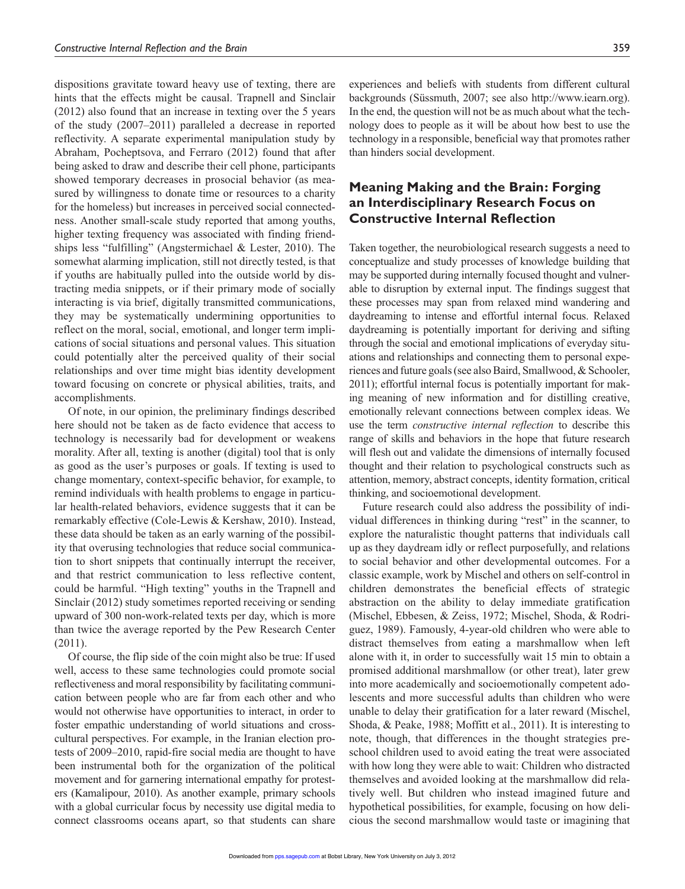dispositions gravitate toward heavy use of texting, there are hints that the effects might be causal. Trapnell and Sinclair (2012) also found that an increase in texting over the 5 years of the study (2007–2011) paralleled a decrease in reported reflectivity. A separate experimental manipulation study by Abraham, Pocheptsova, and Ferraro (2012) found that after being asked to draw and describe their cell phone, participants showed temporary decreases in prosocial behavior (as measured by willingness to donate time or resources to a charity for the homeless) but increases in perceived social connectedness. Another small-scale study reported that among youths, higher texting frequency was associated with finding friendships less "fulfilling" (Angstermichael & Lester, 2010). The somewhat alarming implication, still not directly tested, is that if youths are habitually pulled into the outside world by distracting media snippets, or if their primary mode of socially interacting is via brief, digitally transmitted communications, they may be systematically undermining opportunities to reflect on the moral, social, emotional, and longer term implications of social situations and personal values. This situation could potentially alter the perceived quality of their social relationships and over time might bias identity development toward focusing on concrete or physical abilities, traits, and accomplishments.

Of note, in our opinion, the preliminary findings described here should not be taken as de facto evidence that access to technology is necessarily bad for development or weakens morality. After all, texting is another (digital) tool that is only as good as the user's purposes or goals. If texting is used to change momentary, context-specific behavior, for example, to remind individuals with health problems to engage in particular health-related behaviors, evidence suggests that it can be remarkably effective (Cole-Lewis & Kershaw, 2010). Instead, these data should be taken as an early warning of the possibility that overusing technologies that reduce social communication to short snippets that continually interrupt the receiver, and that restrict communication to less reflective content, could be harmful. "High texting" youths in the Trapnell and Sinclair (2012) study sometimes reported receiving or sending upward of 300 non-work-related texts per day, which is more than twice the average reported by the Pew Research Center (2011).

Of course, the flip side of the coin might also be true: If used well, access to these same technologies could promote social reflectiveness and moral responsibility by facilitating communication between people who are far from each other and who would not otherwise have opportunities to interact, in order to foster empathic understanding of world situations and cross-cultural perspectives. For example, in the Iranian election protests of 2009–2010, rapid-fire social media are thought to have been instrumental both for the organization of the political movement and for garnering international empathy for protesters (Kamalipour, 2010). As another example, primary schools with a global curricular focus by necessity use digital media to connect classrooms oceans apart, so that students can share experiences and beliefs with students from different cultural backgrounds (Süssmuth, 2007; see also http://www.iearn.org). In the end, the question will not be as much about what the technology does to people as it will be about how best to use the technology in a responsible, beneficial way that promotes rather than hinders social development.

## Meaning Making and the Brain: Forging an Interdisciplinary Research Focus on Constructive Internal Reflection

Taken together, the neurobiological research suggests a need to conceptualize and study processes of knowledge building that may be supported during internally focused thought and vulnerable to disruption by external input. The findings suggest that these processes may span from relaxed mind wandering and daydreaming to intense and effortful internal focus. Relaxed daydreaming is potentially important for deriving and sifting through the social and emotional implications of everyday situations and relationships and connecting them to personal experiences and future goals (see also Baird, Smallwood, & Schooler, 2011); effortful internal focus is potentially important for making meaning of new information and for distilling creative, emotionally relevant connections between complex ideas. We use the term *constructive internal reflection* to describe this range of skills and behaviors in the hope that future research will flesh out and validate the dimensions of internally focused thought and their relation to psychological constructs such as attention, memory, abstract concepts, identity formation, critical thinking, and socioemotional development.

Future research could also address the possibility of individual differences in thinking during "rest" in the scanner, to explore the naturalistic thought patterns that individuals call up as they daydream idly or reflect purposefully, and relations to social behavior and other developmental outcomes. For a classic example, work by Mischel and others on self-control in children demonstrates the beneficial effects of strategic abstraction on the ability to delay immediate gratification (Mischel, Ebbesen, & Zeiss, 1972; Mischel, Shoda, & Rodriguez, 1989). Famously, 4-year-old children who were able to distract themselves from eating a marshmallow when left alone with it, in order to successfully wait 15 min to obtain a promised additional marshmallow (or other treat), later grew into more academically and socioemotionally competent adolescents and more successful adults than children who were unable to delay their gratification for a later reward (Mischel, Shoda, & Peake, 1988; Moffitt et al., 2011). It is interesting to note, though, that differences in the thought strategies preschool children used to avoid eating the treat were associated with how long they were able to wait: Children who distracted themselves and avoided looking at the marshmallow did relatively well. But children who instead imagined future and hypothetical possibilities, for example, focusing on how delicious the second marshmallow would taste or imagining that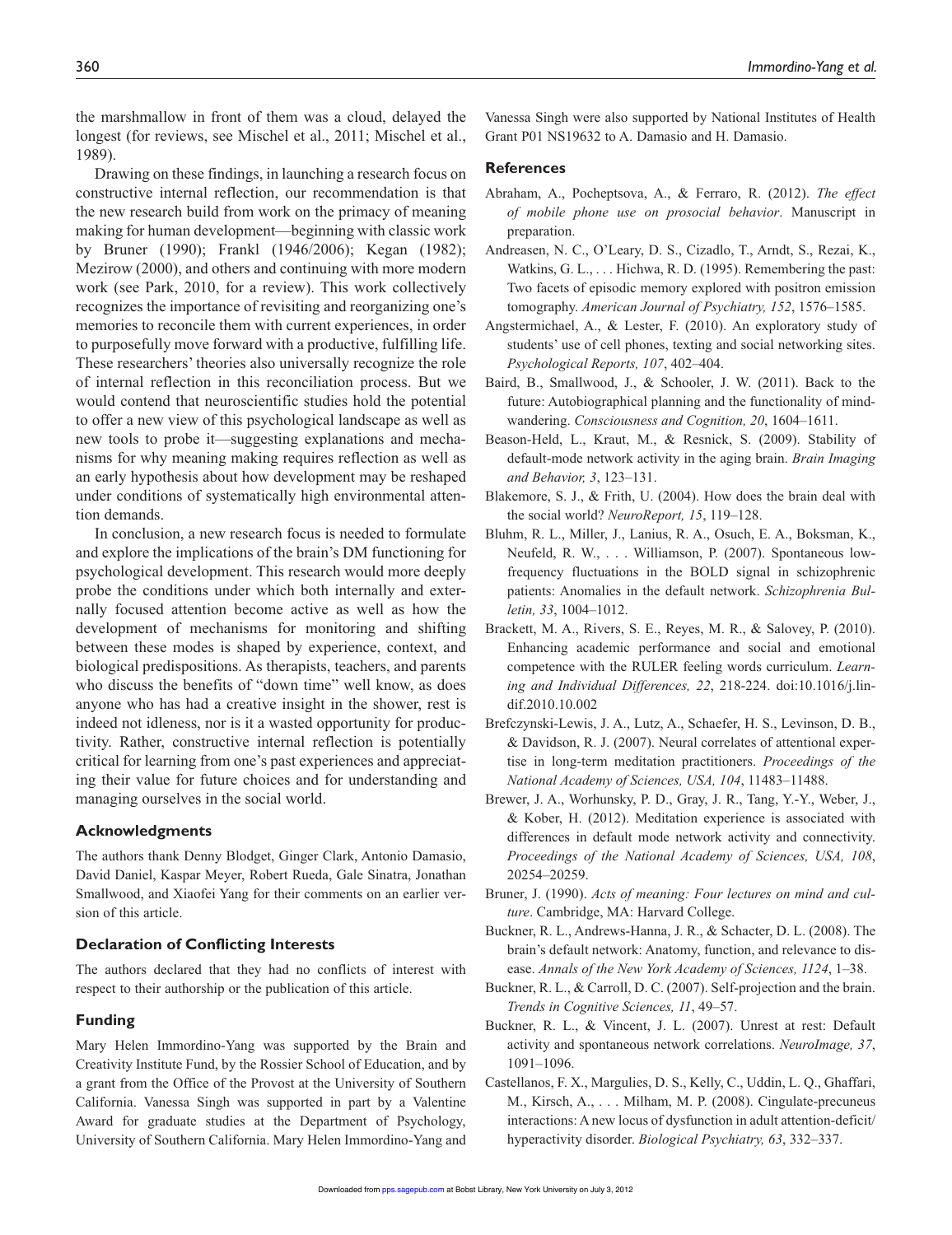the marshmallow in front of them was a cloud, delayed the longest (for reviews, see Mischel et al., 2011; Mischel et al., 1989).

Drawing on these findings, in launching a research focus on constructive internal reflection, our recommendation is that the new research build from work on the primacy of meaning making for human development—beginning with classic work by Bruner (1990); Frankl (1946/2006); Kegan (1982); Mezirow (2000), and others and continuing with more modern work (see Park, 2010, for a review). This work collectively recognizes the importance of revisiting and reorganizing one's memories to reconcile them with current experiences, in order to purposefully move forward with a productive, fulfilling life. These researchers' theories also universally recognize the role of internal reflection in this reconciliation process. But we would contend that neuroscientific studies hold the potential to offer a new view of this psychological landscape as well as new tools to probe it—suggesting explanations and mechanisms for why meaning making requires reflection as well as an early hypothesis about how development may be reshaped under conditions of systematically high environmental attention demands.

In conclusion, a new research focus is needed to formulate and explore the implications of the brain's DM functioning for psychological development. This research would more deeply probe the conditions under which both internally and externally focused attention become active as well as how the development of mechanisms for monitoring and shifting between these modes is shaped by experience, context, and biological predispositions. As therapists, teachers, and parents who discuss the benefits of "down time" well know, as does anyone who has had a creative insight in the shower, rest is indeed not idleness, nor is it a wasted opportunity for productivity. Rather, constructive internal reflection is potentially critical for learning from one's past experiences and appreciating their value for future choices and for understanding and managing ourselves in the social world.

### Acknowledgments

The authors thank Denny Blodget, Ginger Clark, Antonio Damasio, David Daniel, Kaspar Meyer, Robert Rueda, Gale Sinatra, Jonathan Smallwood, and Xiaofei Yang for their comments on an earlier version of this article.

### Declaration of Conflicting Interests

The authors declared that they had no conflicts of interest with respect to their authorship or the publication of this article.

### Funding

Mary Helen Immordino-Yang was supported by the Brain and Creativity Institute Fund, by the Rossier School of Education, and by a grant from the Office of the Provost at the University of Southern California. Vanessa Singh was supported in part by a Valentine Award for graduate studies at the Department of Psychology, University of Southern California. Mary Helen Immordino-Yang and Vanessa Singh were also supported by National Institutes of Health Grant P01 NS19632 to A. Damasio and H. Damasio.

### References

Abraham, A., Pocheptsova, A., & Ferraro, R. (2012). *The effect of mobile phone use on prosocial behavior*. Manuscript in preparation.

Andreasen, N. C., O'Leary, D. S., Cizadlo, T., Arndt, S., Rezai, K., Watkins, G. L., . . . Hichwa, R. D. (1995). Remembering the past: Two facets of episodic memory explored with positron emission tomography. *American Journal of Psychiatry, 152*, 1576–1585.

Angstermichael, A., & Lester, F. (2010). An exploratory study of students' use of cell phones, texting and social networking sites. *Psychological Reports, 107*, 402–404.

Baird, B., Smallwood, J., & Schooler, J. W. (2011). Back to the future: Autobiographical planning and the functionality of mind-wandering. *Consciousness and Cognition, 20*, 1604–1611.

Beason-Held, L., Kraut, M., & Resnick, S. (2009). Stability of default-mode network activity in the aging brain. *Brain Imaging and Behavior, 3*, 123–131.

Blakemore, S. J., & Frith, U. (2004). How does the brain deal with the social world? *NeuroReport, 15*, 119–128.

Bluhm, R. L., Miller, J., Lanius, R. A., Osuch, E. A., Boksman, K., Neufeld, R. W., . . . Williamson, P. (2007). Spontaneous low-frequency fluctuations in the BOLD signal in schizophrenic patients: Anomalies in the default network. *Schizophrenia Bulletin, 33*, 1004–1012.

Brackett, M. A., Rivers, S. E., Reyes, M. R., & Salovey, P. (2010). Enhancing academic performance and social and emotional competence with the RULER feeling words curriculum. *Learning and Individual Differences, 22*, 218-224. doi:10.1016/j.lindif.2010.10.002

Brefczynski-Lewis, J. A., Lutz, A., Schaefer, H. S., Levinson, D. B., & Davidson, R. J. (2007). Neural correlates of attentional expertise in long-term meditation practitioners. *Proceedings of the National Academy of Sciences, USA, 104*, 11483–11488.

Brewer, J. A., Worhunsky, P. D., Gray, J. R., Tang, Y.-Y., Weber, J., & Kober, H. (2012). Meditation experience is associated with differences in default mode network activity and connectivity. *Proceedings of the National Academy of Sciences, USA, 108*, 20254–20259.

Bruner, J. (1990). *Acts of meaning: Four lectures on mind and culture*. Cambridge, MA: Harvard College.

Buckner, R. L., Andrews-Hanna, J. R., & Schacter, D. L. (2008). The brain's default network: Anatomy, function, and relevance to disease. *Annals of the New York Academy of Sciences, 1124*, 1–38.

Buckner, R. L., & Carroll, D. C. (2007). Self-projection and the brain. *Trends in Cognitive Sciences, 11*, 49–57.

Buckner, R. L., & Vincent, J. L. (2007). Unrest at rest: Default activity and spontaneous network correlations. *NeuroImage, 37*, 1091–1096.

Castellanos, F. X., Margulies, D. S., Kelly, C., Uddin, L. Q., Ghaffari, M., Kirsch, A., . . . Milham, M. P. (2008). Cingulate-precuneus interactions: A new locus of dysfunction in adult attention-deficit/hyperactivity disorder. *Biological Psychiatry, 63*, 332–337.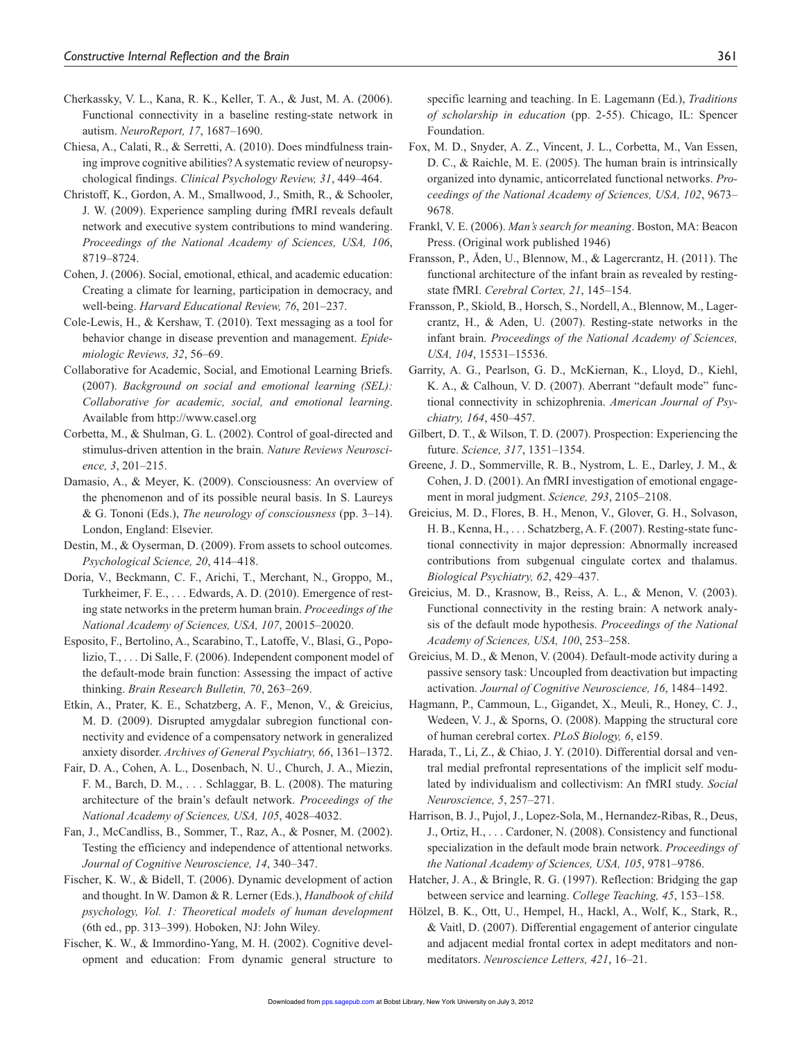Cherkassky, V. L., Kana, R. K., Keller, T. A., & Just, M. A. (2006). Functional connectivity in a baseline resting-state network in autism. *NeuroReport, 17*, 1687–1690.

Chiesa, A., Calati, R., & Serretti, A. (2010). Does mindfulness training improve cognitive abilities? A systematic review of neuropsychological findings. *Clinical Psychology Review, 31*, 449–464.

Christoff, K., Gordon, A. M., Smallwood, J., Smith, R., & Schooler, J. W. (2009). Experience sampling during fMRI reveals default network and executive system contributions to mind wandering. *Proceedings of the National Academy of Sciences, USA, 106*, 8719–8724.

Cohen, J. (2006). Social, emotional, ethical, and academic education: Creating a climate for learning, participation in democracy, and well-being. *Harvard Educational Review, 76*, 201–237.

Cole-Lewis, H., & Kershaw, T. (2010). Text messaging as a tool for behavior change in disease prevention and management. *Epidemiologic Reviews, 32*, 56–69.

Collaborative for Academic, Social, and Emotional Learning Briefs. (2007). *Background on social and emotional learning (SEL): Collaborative for academic, social, and emotional learning*. Available from http://www.casel.org

Corbetta, M., & Shulman, G. L. (2002). Control of goal-directed and stimulus-driven attention in the brain. *Nature Reviews Neuroscience, 3*, 201–215.

Damasio, A., & Meyer, K. (2009). Consciousness: An overview of the phenomenon and of its possible neural basis. In S. Laureys & G. Tononi (Eds.), *The neurology of consciousness* (pp. 3–14). London, England: Elsevier.

Destin, M., & Oyserman, D. (2009). From assets to school outcomes. *Psychological Science, 20*, 414–418.

Doria, V., Beckmann, C. F., Arichi, T., Merchant, N., Groppo, M., Turkheimer, F. E., . . . Edwards, A. D. (2010). Emergence of resting state networks in the preterm human brain. *Proceedings of the National Academy of Sciences, USA, 107*, 20015–20020.

Esposito, F., Bertolino, A., Scarabino, T., Latoffe, V., Blasi, G., Popolizio, T., . . . Di Salle, F. (2006). Independent component model of the default-mode brain function: Assessing the impact of active thinking. *Brain Research Bulletin, 70*, 263–269.

Etkin, A., Prater, K. E., Schatzberg, A. F., Menon, V., & Greicius, M. D. (2009). Disrupted amygdalar subregion functional connectivity and evidence of a compensatory network in generalized anxiety disorder. *Archives of General Psychiatry, 66*, 1361–1372.

Fair, D. A., Cohen, A. L., Dosenbach, N. U., Church, J. A., Miezin, F. M., Barch, D. M., . . . Schlaggar, B. L. (2008). The maturing architecture of the brain's default network. *Proceedings of the National Academy of Sciences, USA, 105*, 4028–4032.

Fan, J., McCandliss, B., Sommer, T., Raz, A., & Posner, M. (2002). Testing the efficiency and independence of attentional networks. *Journal of Cognitive Neuroscience, 14*, 340–347.

Fischer, K. W., & Bidell, T. (2006). Dynamic development of action and thought. In W. Damon & R. Lerner (Eds.), *Handbook of child psychology, Vol. 1: Theoretical models of human development* (6th ed., pp. 313–399). Hoboken, NJ: John Wiley.

Fischer, K. W., & Immordino-Yang, M. H. (2002). Cognitive development and education: From dynamic general structure to specific learning and teaching. In E. Lagemann (Ed.), *Traditions of scholarship in education* (pp. 2-55). Chicago, IL: Spencer Foundation.

Fox, M. D., Snyder, A. Z., Vincent, J. L., Corbetta, M., Van Essen, D. C., & Raichle, M. E. (2005). The human brain is intrinsically organized into dynamic, anticorrelated functional networks. *Proceedings of the National Academy of Sciences, USA, 102*, 9673–9678.

Frankl, V. E. (2006). *Man's search for meaning*. Boston, MA: Beacon Press. (Original work published 1946)

Fransson, P., Åden, U., Blennow, M., & Lagercrantz, H. (2011). The functional architecture of the infant brain as revealed by resting-state fMRI. *Cerebral Cortex, 21*, 145–154.

Fransson, P., Skiold, B., Horsch, S., Nordell, A., Blennow, M., Lagercrantz, H., & Aden, U. (2007). Resting-state networks in the infant brain. *Proceedings of the National Academy of Sciences, USA, 104*, 15531–15536.

Garrity, A. G., Pearlson, G. D., McKiernan, K., Lloyd, D., Kiehl, K. A., & Calhoun, V. D. (2007). Aberrant "default mode" functional connectivity in schizophrenia. *American Journal of Psychiatry, 164*, 450–457.

Gilbert, D. T., & Wilson, T. D. (2007). Prospection: Experiencing the future. *Science, 317*, 1351–1354.

Greene, J. D., Sommerville, R. B., Nystrom, L. E., Darley, J. M., & Cohen, J. D. (2001). An fMRI investigation of emotional engagement in moral judgment. *Science, 293*, 2105–2108.

Greicius, M. D., Flores, B. H., Menon, V., Glover, G. H., Solvason, H. B., Kenna, H., . . . Schatzberg, A. F. (2007). Resting-state functional connectivity in major depression: Abnormally increased contributions from subgenual cingulate cortex and thalamus. *Biological Psychiatry, 62*, 429–437.

Greicius, M. D., Krasnow, B., Reiss, A. L., & Menon, V. (2003). Functional connectivity in the resting brain: A network analysis of the default mode hypothesis. *Proceedings of the National Academy of Sciences, USA, 100*, 253–258.

Greicius, M. D., & Menon, V. (2004). Default-mode activity during a passive sensory task: Uncoupled from deactivation but impacting activation. *Journal of Cognitive Neuroscience, 16*, 1484–1492.

Hagmann, P., Cammoun, L., Gigandet, X., Meuli, R., Honey, C. J., Wedeen, V. J., & Sporns, O. (2008). Mapping the structural core of human cerebral cortex. *PLoS Biology, 6*, e159.

Harada, T., Li, Z., & Chiao, J. Y. (2010). Differential dorsal and ventral medial prefrontal representations of the implicit self modulated by individualism and collectivism: An fMRI study. *Social Neuroscience, 5*, 257–271.

Harrison, B. J., Pujol, J., Lopez-Sola, M., Hernandez-Ribas, R., Deus, J., Ortiz, H., . . . Cardoner, N. (2008). Consistency and functional specialization in the default mode brain network. *Proceedings of the National Academy of Sciences, USA, 105*, 9781–9786.

Hatcher, J. A., & Bringle, R. G. (1997). Reflection: Bridging the gap between service and learning. *College Teaching, 45*, 153–158.

Hölzel, B. K., Ott, U., Hempel, H., Hackl, A., Wolf, K., Stark, R., & Vaitl, D. (2007). Differential engagement of anterior cingulate and adjacent medial frontal cortex in adept meditators and non-meditators. *Neuroscience Letters, 421*, 16–21.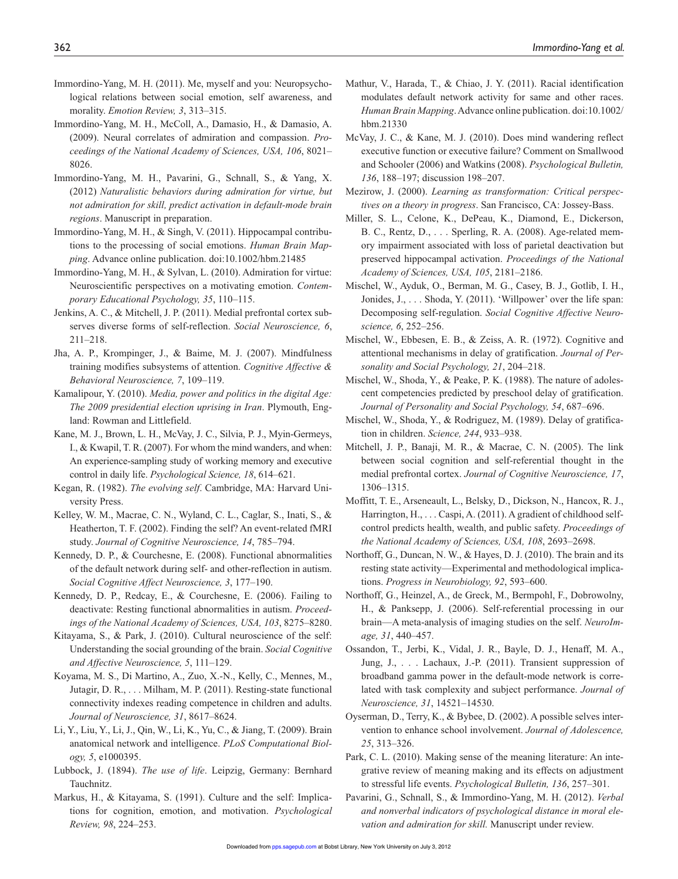Immordino-Yang, M. H. (2011). Me, myself and you: Neuropsychological relations between social emotion, self awareness, and morality. *Emotion Review, 3*, 313–315.

Immordino-Yang, M. H., McColl, A., Damasio, H., & Damasio, A. (2009). Neural correlates of admiration and compassion. *Proceedings of the National Academy of Sciences, USA, 106*, 8021–8026.

Immordino-Yang, M. H., Pavarini, G., Schnall, S., & Yang, X. (2012) *Naturalistic behaviors during admiration for virtue, but not admiration for skill, predict activation in default-mode brain regions*. Manuscript in preparation.

Immordino-Yang, M. H., & Singh, V. (2011). Hippocampal contributions to the processing of social emotions. *Human Brain Mapping*. Advance online publication. doi:10.1002/hbm.21485

Immordino-Yang, M. H., & Sylvan, L. (2010). Admiration for virtue: Neuroscientific perspectives on a motivating emotion. *Contemporary Educational Psychology, 35*, 110–115.

Jenkins, A. C., & Mitchell, J. P. (2011). Medial prefrontal cortex subserves diverse forms of self-reflection. *Social Neuroscience, 6*, 211–218.

Jha, A. P., Krompinger, J., & Baime, M. J. (2007). Mindfulness training modifies subsystems of attention. *Cognitive Affective & Behavioral Neuroscience, 7*, 109–119.

Kamalipour, Y. (2010). *Media, power and politics in the digital Age: The 2009 presidential election uprising in Iran*. Plymouth, England: Rowman and Littlefield.

Kane, M. J., Brown, L. H., McVay, J. C., Silvia, P. J., Myin-Germeys, I., & Kwapil, T. R. (2007). For whom the mind wanders, and when: An experience-sampling study of working memory and executive control in daily life. *Psychological Science, 18*, 614–621.

Kegan, R. (1982). *The evolving self*. Cambridge, MA: Harvard University Press.

Kelley, W. M., Macrae, C. N., Wyland, C. L., Caglar, S., Inati, S., & Heatherton, T. F. (2002). Finding the self? An event-related fMRI study. *Journal of Cognitive Neuroscience, 14*, 785–794.

Kennedy, D. P., & Courchesne, E. (2008). Functional abnormalities of the default network during self- and other-reflection in autism. *Social Cognitive Affect Neuroscience, 3*, 177–190.

Kennedy, D. P., Redcay, E., & Courchesne, E. (2006). Failing to deactivate: Resting functional abnormalities in autism. *Proceedings of the National Academy of Sciences, USA, 103*, 8275–8280.

Kitayama, S., & Park, J. (2010). Cultural neuroscience of the self: Understanding the social grounding of the brain. *Social Cognitive and Affective Neuroscience, 5*, 111–129.

Koyama, M. S., Di Martino, A., Zuo, X.-N., Kelly, C., Mennes, M., Jutagir, D. R., . . . Milham, M. P. (2011). Resting-state functional connectivity indexes reading competence in children and adults. *Journal of Neuroscience, 31*, 8617–8624.

Li, Y., Liu, Y., Li, J., Qin, W., Li, K., Yu, C., & Jiang, T. (2009). Brain anatomical network and intelligence. *PLoS Computational Biology, 5*, e1000395.

Lubbock, J. (1894). *The use of life*. Leipzig, Germany: Bernhard Tauchnitz.

Markus, H., & Kitayama, S. (1991). Culture and the self: Implications for cognition, emotion, and motivation. *Psychological Review, 98*, 224–253.

Mathur, V., Harada, T., & Chiao, J. Y. (2011). Racial identification modulates default network activity for same and other races. *Human Brain Mapping*. Advance online publication. doi:10.1002/hbm.21330

McVay, J. C., & Kane, M. J. (2010). Does mind wandering reflect executive function or executive failure? Comment on Smallwood and Schooler (2006) and Watkins (2008). *Psychological Bulletin, 136*, 188–197; discussion 198–207.

Mezirow, J. (2000). *Learning as transformation: Critical perspectives on a theory in progress*. San Francisco, CA: Jossey-Bass.

Miller, S. L., Celone, K., DePeau, K., Diamond, E., Dickerson, B. C., Rentz, D., . . . Sperling, R. A. (2008). Age-related memory impairment associated with loss of parietal deactivation but preserved hippocampal activation. *Proceedings of the National Academy of Sciences, USA, 105*, 2181–2186.

Mischel, W., Ayduk, O., Berman, M. G., Casey, B. J., Gotlib, I. H., Jonides, J., . . . Shoda, Y. (2011). 'Willpower' over the life span: Decomposing self-regulation. *Social Cognitive Affective Neuroscience, 6*, 252–256.

Mischel, W., Ebbesen, E. B., & Zeiss, A. R. (1972). Cognitive and attentional mechanisms in delay of gratification. *Journal of Personality and Social Psychology, 21*, 204–218.

Mischel, W., Shoda, Y., & Peake, P. K. (1988). The nature of adolescent competencies predicted by preschool delay of gratification. *Journal of Personality and Social Psychology, 54*, 687–696.

Mischel, W., Shoda, Y., & Rodriguez, M. (1989). Delay of gratification in children. *Science, 244*, 933–938.

Mitchell, J. P., Banaji, M. R., & Macrae, C. N. (2005). The link between social cognition and self-referential thought in the medial prefrontal cortex. *Journal of Cognitive Neuroscience, 17*, 1306–1315.

Moffitt, T. E., Arseneault, L., Belsky, D., Dickson, N., Hancox, R. J., Harrington, H., . . . Caspi, A. (2011). A gradient of childhood self-control predicts health, wealth, and public safety. *Proceedings of the National Academy of Sciences, USA, 108*, 2693–2698.

Northoff, G., Duncan, N. W., & Hayes, D. J. (2010). The brain and its resting state activity—Experimental and methodological implications. *Progress in Neurobiology, 92*, 593–600.

Northoff, G., Heinzel, A., de Greck, M., Bermpohl, F., Dobrowolny, H., & Panksepp, J. (2006). Self-referential processing in our brain—A meta-analysis of imaging studies on the self. *NeuroImage, 31*, 440–457.

Ossandon, T., Jerbi, K., Vidal, J. R., Bayle, D. J., Henaff, M. A., Jung, J., . . . Lachaux, J.-P. (2011). Transient suppression of broadband gamma power in the default-mode network is correlated with task complexity and subject performance. *Journal of Neuroscience, 31*, 14521–14530.

Oyserman, D., Terry, K., & Bybee, D. (2002). A possible selves intervention to enhance school involvement. *Journal of Adolescence, 25*, 313–326.

Park, C. L. (2010). Making sense of the meaning literature: An integrative review of meaning making and its effects on adjustment to stressful life events. *Psychological Bulletin, 136*, 257–301.

Pavarini, G., Schnall, S., & Immordino-Yang, M. H. (2012). *Verbal and nonverbal indicators of psychological distance in moral elevation and admiration for skill.* Manuscript under review.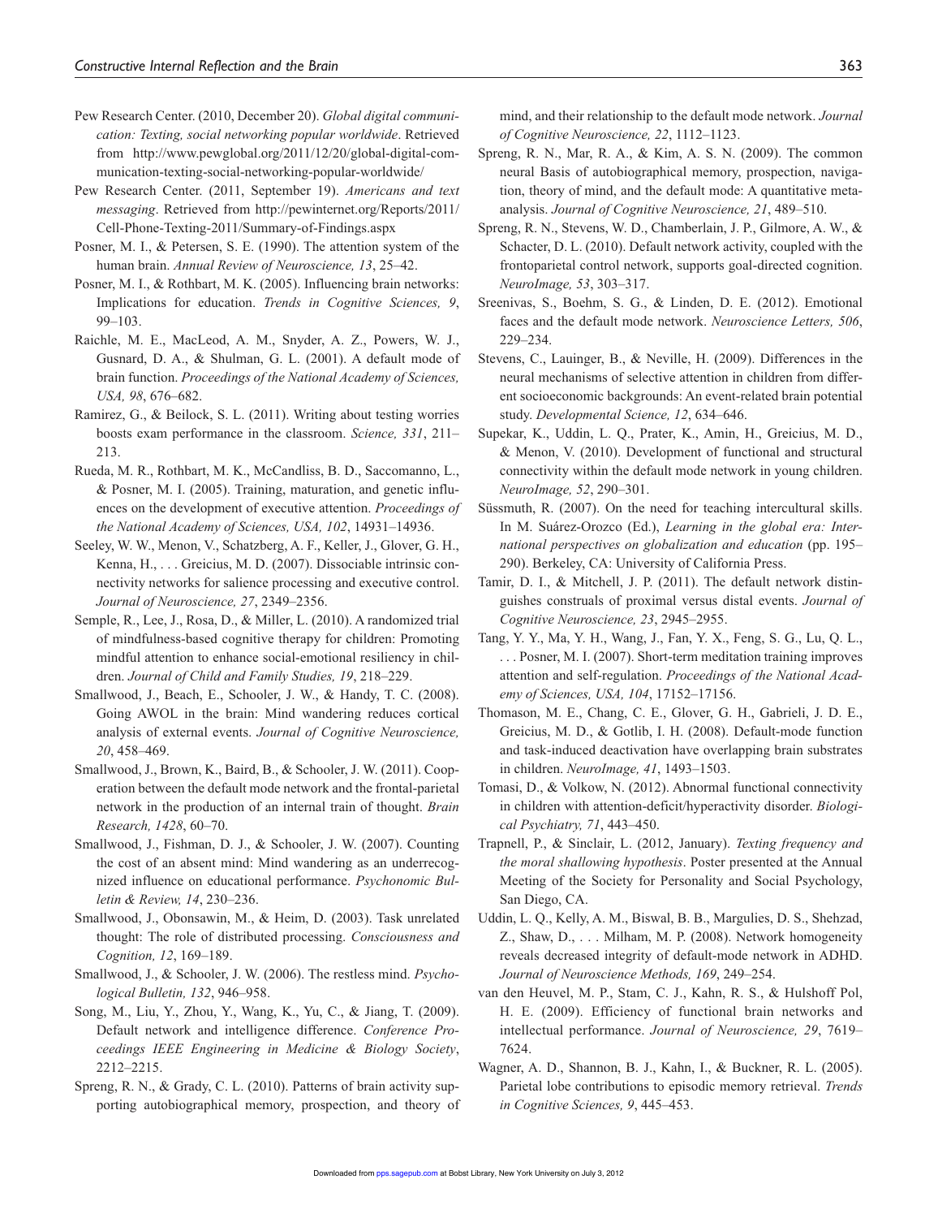Pew Research Center. (2010, December 20). *Global digital communication: Texting, social networking popular worldwide*. Retrieved from http://www.pewglobal.org/2011/12/20/global-digital-communication-texting-social-networking-popular-worldwide/

Pew Research Center. (2011, September 19). *Americans and text messaging*. Retrieved from http://pewinternet.org/Reports/2011/Cell-Phone-Texting-2011/Summary-of-Findings.aspx

Posner, M. I., & Petersen, S. E. (1990). The attention system of the human brain. *Annual Review of Neuroscience, 13*, 25–42.

Posner, M. I., & Rothbart, M. K. (2005). Influencing brain networks: Implications for education. *Trends in Cognitive Sciences, 9*, 99–103.

Raichle, M. E., MacLeod, A. M., Snyder, A. Z., Powers, W. J., Gusnard, D. A., & Shulman, G. L. (2001). A default mode of brain function. *Proceedings of the National Academy of Sciences, USA, 98*, 676–682.

Ramirez, G., & Beilock, S. L. (2011). Writing about testing worries boosts exam performance in the classroom. *Science, 331*, 211–213.

Rueda, M. R., Rothbart, M. K., McCandliss, B. D., Saccomanno, L., & Posner, M. I. (2005). Training, maturation, and genetic influences on the development of executive attention. *Proceedings of the National Academy of Sciences, USA, 102*, 14931–14936.

Seeley, W. W., Menon, V., Schatzberg, A. F., Keller, J., Glover, G. H., Kenna, H., . . . Greicius, M. D. (2007). Dissociable intrinsic connectivity networks for salience processing and executive control. *Journal of Neuroscience, 27*, 2349–2356.

Semple, R., Lee, J., Rosa, D., & Miller, L. (2010). A randomized trial of mindfulness-based cognitive therapy for children: Promoting mindful attention to enhance social-emotional resiliency in children. *Journal of Child and Family Studies, 19*, 218–229.

Smallwood, J., Beach, E., Schooler, J. W., & Handy, T. C. (2008). Going AWOL in the brain: Mind wandering reduces cortical analysis of external events. *Journal of Cognitive Neuroscience, 20*, 458–469.

Smallwood, J., Brown, K., Baird, B., & Schooler, J. W. (2011). Cooperation between the default mode network and the frontal-parietal network in the production of an internal train of thought. *Brain Research, 1428*, 60–70.

Smallwood, J., Fishman, D. J., & Schooler, J. W. (2007). Counting the cost of an absent mind: Mind wandering as an underrecognized influence on educational performance. *Psychonomic Bulletin & Review, 14*, 230–236.

Smallwood, J., Obonsawin, M., & Heim, D. (2003). Task unrelated thought: The role of distributed processing. *Consciousness and Cognition, 12*, 169–189.

Smallwood, J., & Schooler, J. W. (2006). The restless mind. *Psychological Bulletin, 132*, 946–958.

Song, M., Liu, Y., Zhou, Y., Wang, K., Yu, C., & Jiang, T. (2009). Default network and intelligence difference. *Conference Proceedings IEEE Engineering in Medicine & Biology Society*, 2212–2215.

Spreng, R. N., & Grady, C. L. (2010). Patterns of brain activity supporting autobiographical memory, prospection, and theory of mind, and their relationship to the default mode network. *Journal of Cognitive Neuroscience, 22*, 1112–1123.

Spreng, R. N., Mar, R. A., & Kim, A. S. N. (2009). The common neural Basis of autobiographical memory, prospection, navigation, theory of mind, and the default mode: A quantitative meta-analysis. *Journal of Cognitive Neuroscience, 21*, 489–510.

Spreng, R. N., Stevens, W. D., Chamberlain, J. P., Gilmore, A. W., & Schacter, D. L. (2010). Default network activity, coupled with the frontoparietal control network, supports goal-directed cognition. *NeuroImage, 53*, 303–317.

Sreenivas, S., Boehm, S. G., & Linden, D. E. (2012). Emotional faces and the default mode network. *Neuroscience Letters, 506*, 229–234.

Stevens, C., Lauinger, B., & Neville, H. (2009). Differences in the neural mechanisms of selective attention in children from different socioeconomic backgrounds: An event-related brain potential study. *Developmental Science, 12*, 634–646.

Supekar, K., Uddin, L. Q., Prater, K., Amin, H., Greicius, M. D., & Menon, V. (2010). Development of functional and structural connectivity within the default mode network in young children. *NeuroImage, 52*, 290–301.

Süssmuth, R. (2007). On the need for teaching intercultural skills. In M. Suárez-Orozco (Ed.), *Learning in the global era: International perspectives on globalization and education* (pp. 195–290). Berkeley, CA: University of California Press.

Tamir, D. I., & Mitchell, J. P. (2011). The default network distinguishes construals of proximal versus distal events. *Journal of Cognitive Neuroscience, 23*, 2945–2955.

Tang, Y. Y., Ma, Y. H., Wang, J., Fan, Y. X., Feng, S. G., Lu, Q. L., . . . Posner, M. I. (2007). Short-term meditation training improves attention and self-regulation. *Proceedings of the National Academy of Sciences, USA, 104*, 17152–17156.

Thomason, M. E., Chang, C. E., Glover, G. H., Gabrieli, J. D. E., Greicius, M. D., & Gotlib, I. H. (2008). Default-mode function and task-induced deactivation have overlapping brain substrates in children. *NeuroImage, 41*, 1493–1503.

Tomasi, D., & Volkow, N. (2012). Abnormal functional connectivity in children with attention-deficit/hyperactivity disorder. *Biological Psychiatry, 71*, 443–450.

Trapnell, P., & Sinclair, L. (2012, January). *Texting frequency and the moral shallowing hypothesis*. Poster presented at the Annual Meeting of the Society for Personality and Social Psychology, San Diego, CA.

Uddin, L. Q., Kelly, A. M., Biswal, B. B., Margulies, D. S., Shehzad, Z., Shaw, D., . . . Milham, M. P. (2008). Network homogeneity reveals decreased integrity of default-mode network in ADHD. *Journal of Neuroscience Methods, 169*, 249–254.

van den Heuvel, M. P., Stam, C. J., Kahn, R. S., & Hulshoff Pol, H. E. (2009). Efficiency of functional brain networks and intellectual performance. *Journal of Neuroscience, 29*, 7619–7624.

Wagner, A. D., Shannon, B. J., Kahn, I., & Buckner, R. L. (2005). Parietal lobe contributions to episodic memory retrieval. *Trends in Cognitive Sciences, 9*, 445–453.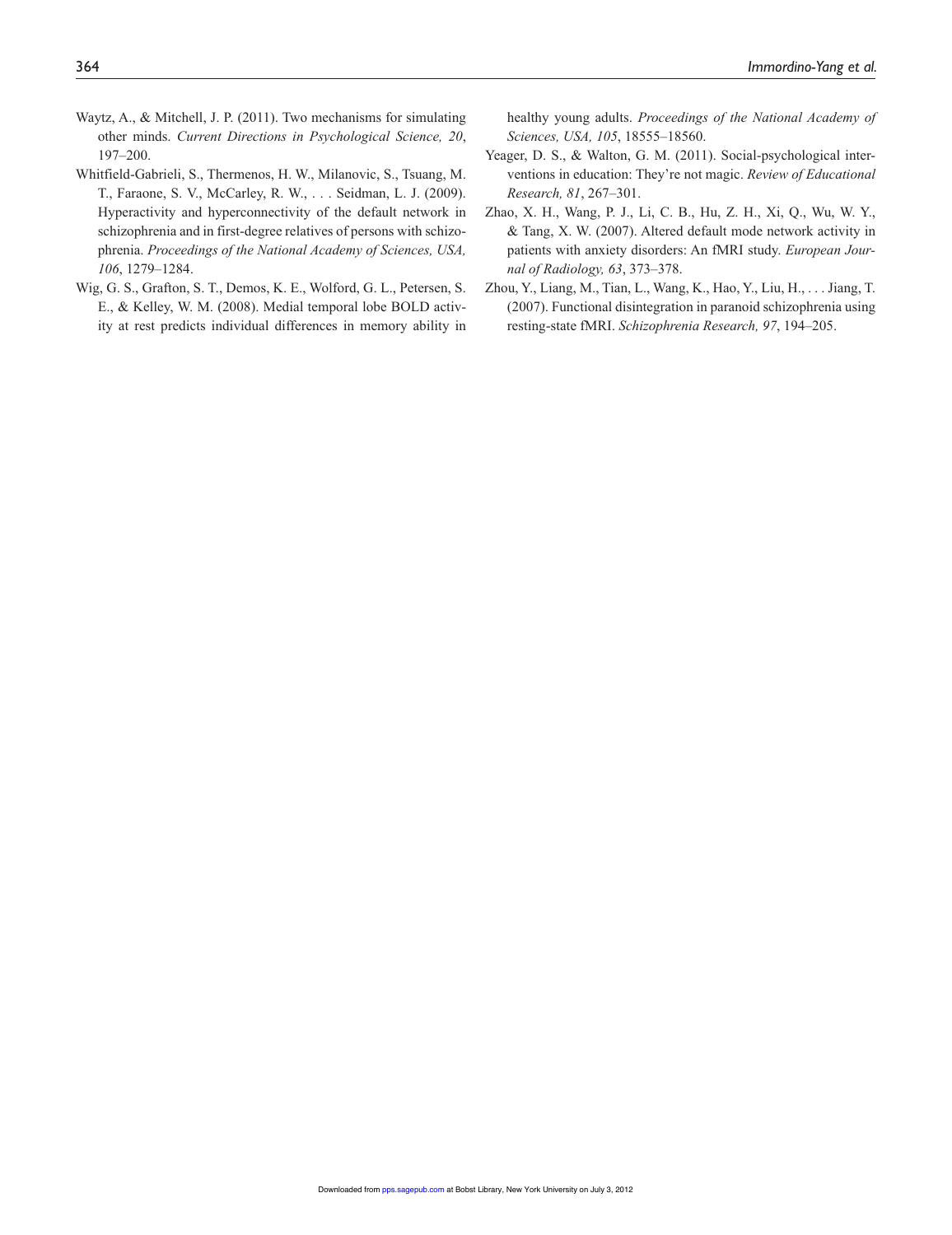Waytz, A., & Mitchell, J. P. (2011). Two mechanisms for simulating other minds. *Current Directions in Psychological Science, 20*, 197–200.

Whitfield-Gabrieli, S., Thermenos, H. W., Milanovic, S., Tsuang, M. T., Faraone, S. V., McCarley, R. W., . . . Seidman, L. J. (2009). Hyperactivity and hyperconnectivity of the default network in schizophrenia and in first-degree relatives of persons with schizophrenia. *Proceedings of the National Academy of Sciences, USA, 106*, 1279–1284.

Wig, G. S., Grafton, S. T., Demos, K. E., Wolford, G. L., Petersen, S. E., & Kelley, W. M. (2008). Medial temporal lobe BOLD activity at rest predicts individual differences in memory ability in healthy young adults. *Proceedings of the National Academy of Sciences, USA, 105*, 18555–18560.

Yeager, D. S., & Walton, G. M. (2011). Social-psychological interventions in education: They're not magic. *Review of Educational Research, 81*, 267–301.

Zhao, X. H., Wang, P. J., Li, C. B., Hu, Z. H., Xi, Q., Wu, W. Y., & Tang, X. W. (2007). Altered default mode network activity in patients with anxiety disorders: An fMRI study. *European Journal of Radiology, 63*, 373–378.

Zhou, Y., Liang, M., Tian, L., Wang, K., Hao, Y., Liu, H., . . . Jiang, T. (2007). Functional disintegration in paranoid schizophrenia using resting-state fMRI. *Schizophrenia Research, 97*, 194–205.

Downloaded from pps.sagepub.com at Bobst Library, New York University on July 3, 2012